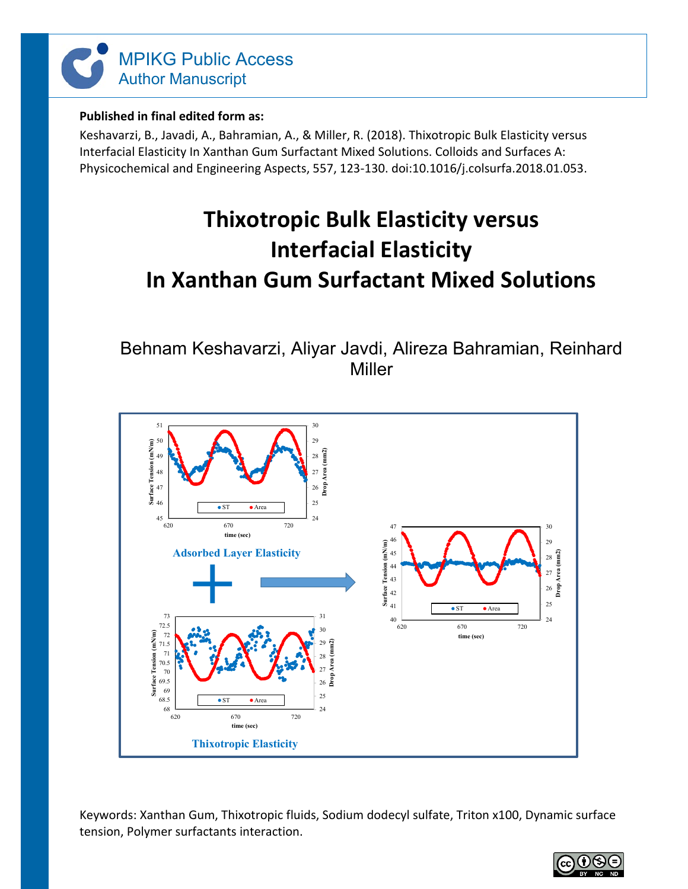MPIKG Public Access
Author Manuscript

**Published in final edited form as:**

Keshavarzi, B., Javadi, A., Bahramian, A., & Miller, R. (2018). Thixotropic Bulk Elasticity versus Interfacial Elasticity In Xanthan Gum Surfactant Mixed Solutions. Colloids and Surfaces A: Physicochemical and Engineering Aspects, 557, 123-130. doi:10.1016/j.colsurfa.2018.01.053.

# Thixotropic Bulk Elasticity versus Interfacial Elasticity In Xanthan Gum Surfactant Mixed Solutions

Behnam Keshavarzi, Aliyar Javdi, Alireza Bahramian, Reinhard Miller

Adsorbed Layer Elasticity

Thixotropic Elasticity

Keywords: Xanthan Gum, Thixotropic fluids, Sodium dodecyl sulfate, Triton x100, Dynamic surface tension, Polymer surfactants interaction.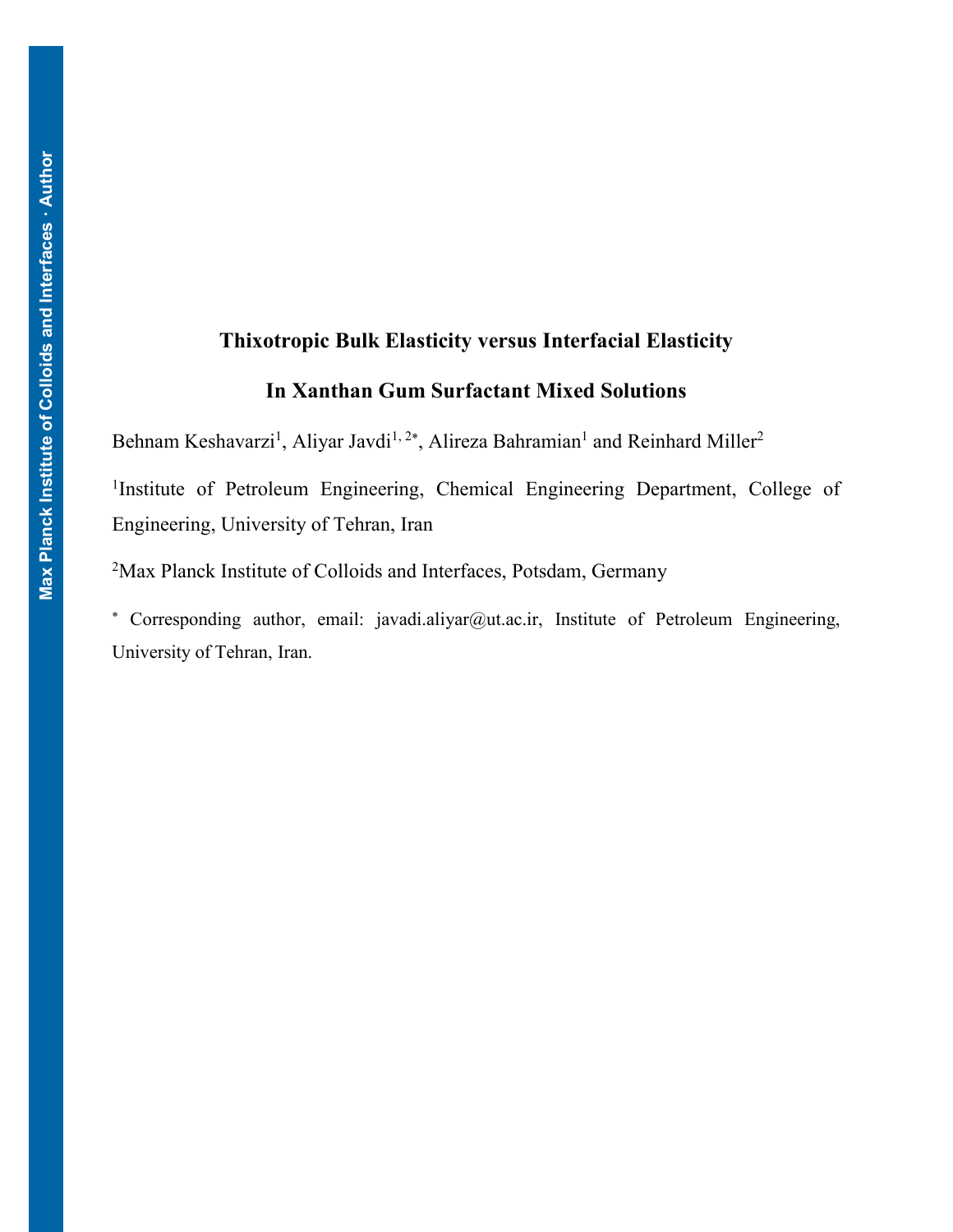# Thixotropic Bulk Elasticity versus Interfacial Elasticity

# In Xanthan Gum Surfactant Mixed Solutions

Behnam Keshavarzi[1], Aliyar Javdi[1, 2*], Alireza Bahramian[1] and Reinhard Miller[2]

[1]Institute of Petroleum Engineering, Chemical Engineering Department, College of Engineering, University of Tehran, Iran

[2]Max Planck Institute of Colloids and Interfaces, Potsdam, Germany

[*] Corresponding author, email: javadi.aliyar@ut.ac.ir, Institute of Petroleum Engineering, University of Tehran, Iran.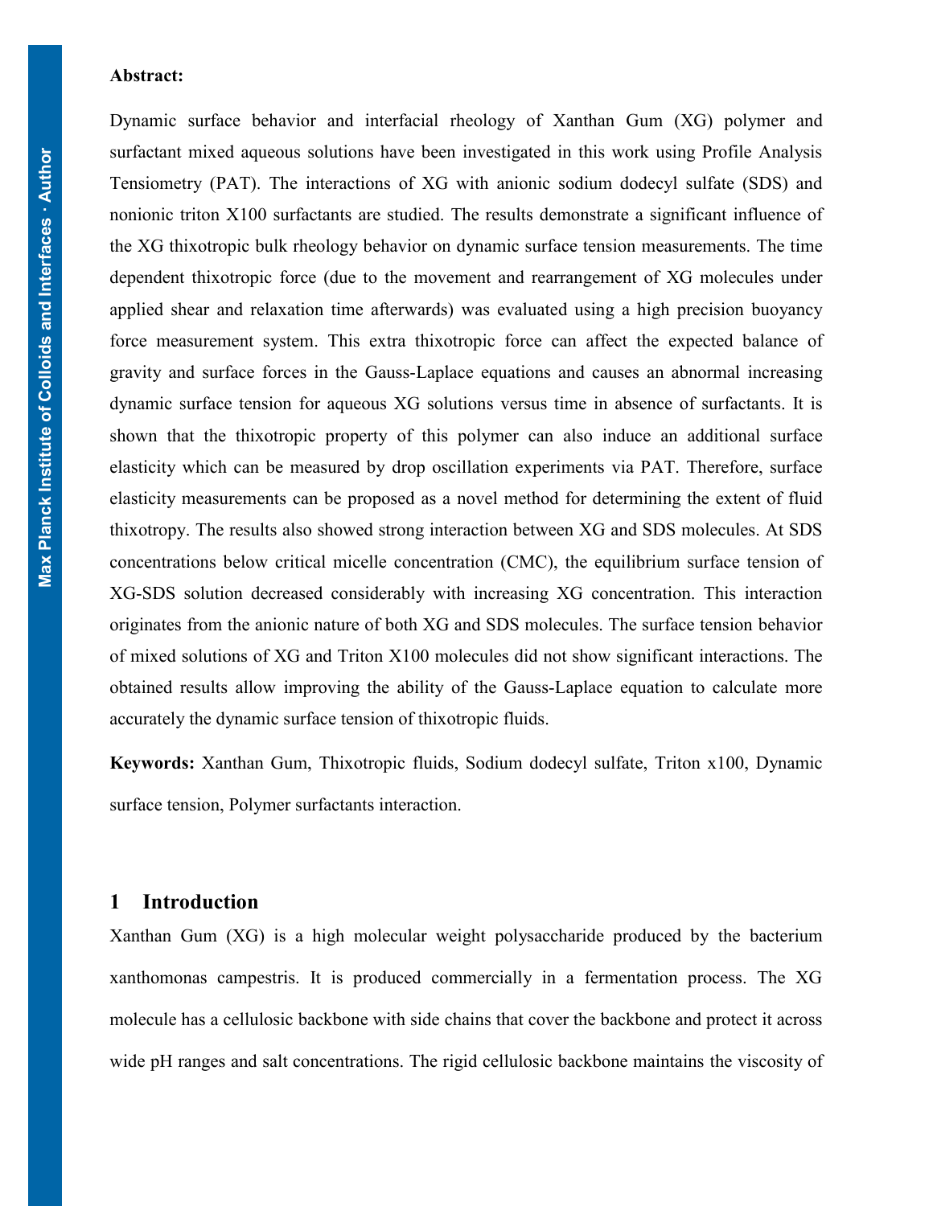**Abstract:**

Dynamic surface behavior and interfacial rheology of Xanthan Gum (XG) polymer and surfactant mixed aqueous solutions have been investigated in this work using Profile Analysis Tensiometry (PAT). The interactions of XG with anionic sodium dodecyl sulfate (SDS) and nonionic triton X100 surfactants are studied. The results demonstrate a significant influence of the XG thixotropic bulk rheology behavior on dynamic surface tension measurements. The time dependent thixotropic force (due to the movement and rearrangement of XG molecules under applied shear and relaxation time afterwards) was evaluated using a high precision buoyancy force measurement system. This extra thixotropic force can affect the expected balance of gravity and surface forces in the Gauss-Laplace equations and causes an abnormal increasing dynamic surface tension for aqueous XG solutions versus time in absence of surfactants. It is shown that the thixotropic property of this polymer can also induce an additional surface elasticity which can be measured by drop oscillation experiments via PAT. Therefore, surface elasticity measurements can be proposed as a novel method for determining the extent of fluid thixotropy. The results also showed strong interaction between XG and SDS molecules. At SDS concentrations below critical micelle concentration (CMC), the equilibrium surface tension of XG-SDS solution decreased considerably with increasing XG concentration. This interaction originates from the anionic nature of both XG and SDS molecules. The surface tension behavior of mixed solutions of XG and Triton X100 molecules did not show significant interactions. The obtained results allow improving the ability of the Gauss-Laplace equation to calculate more accurately the dynamic surface tension of thixotropic fluids.

**Keywords:** Xanthan Gum, Thixotropic fluids, Sodium dodecyl sulfate, Triton x100, Dynamic surface tension, Polymer surfactants interaction.

# 1 Introduction

Xanthan Gum (XG) is a high molecular weight polysaccharide produced by the bacterium xanthomonas campestris. It is produced commercially in a fermentation process. The XG molecule has a cellulosic backbone with side chains that cover the backbone and protect it across wide pH ranges and salt concentrations. The rigid cellulosic backbone maintains the viscosity of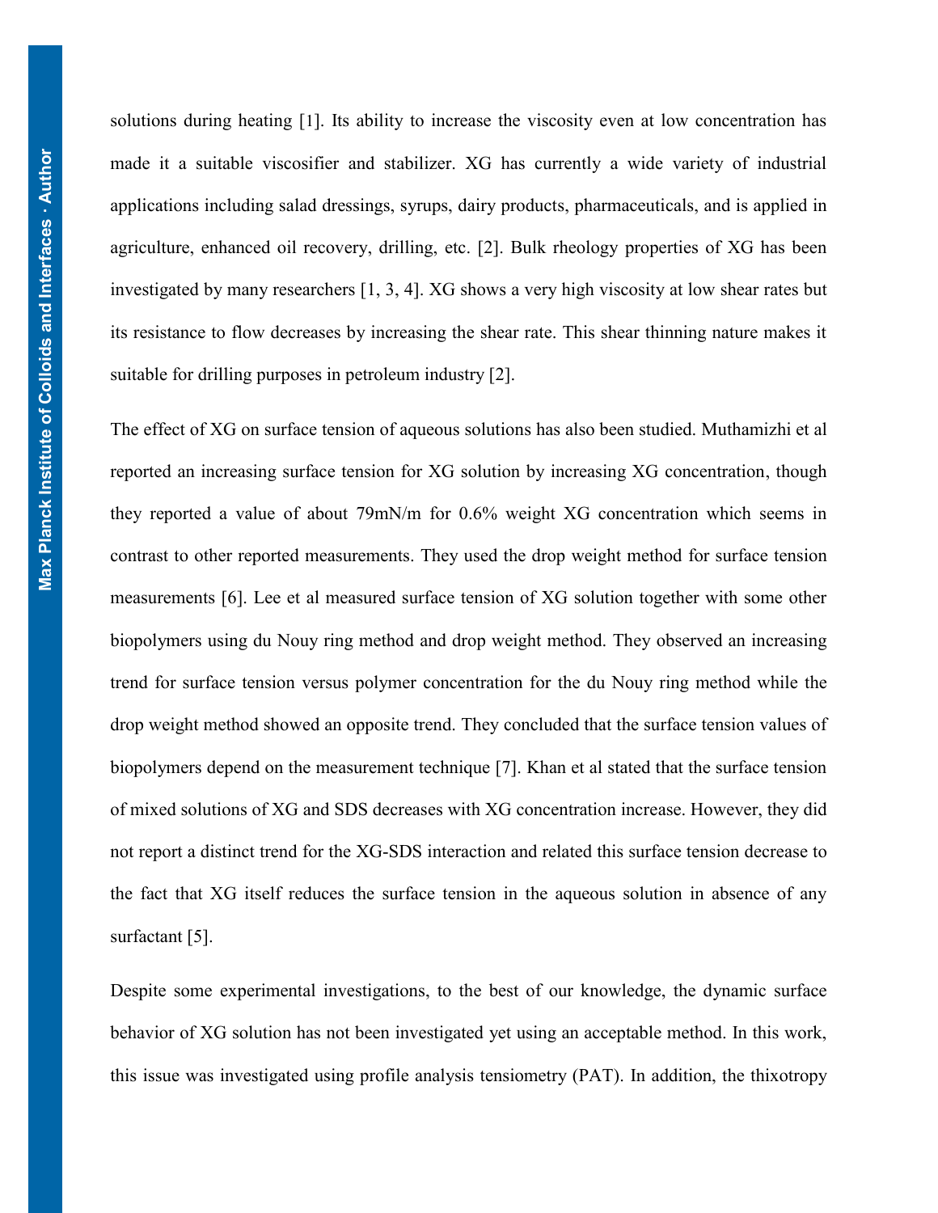solutions during heating [1]. Its ability to increase the viscosity even at low concentration has made it a suitable viscosifier and stabilizer. XG has currently a wide variety of industrial applications including salad dressings, syrups, dairy products, pharmaceuticals, and is applied in agriculture, enhanced oil recovery, drilling, etc. [2]. Bulk rheology properties of XG has been investigated by many researchers [1, 3, 4]. XG shows a very high viscosity at low shear rates but its resistance to flow decreases by increasing the shear rate. This shear thinning nature makes it suitable for drilling purposes in petroleum industry [2].

The effect of XG on surface tension of aqueous solutions has also been studied. Muthamizhi et al reported an increasing surface tension for XG solution by increasing XG concentration, though they reported a value of about 79mN/m for 0.6% weight XG concentration which seems in contrast to other reported measurements. They used the drop weight method for surface tension measurements [6]. Lee et al measured surface tension of XG solution together with some other biopolymers using du Nouy ring method and drop weight method. They observed an increasing trend for surface tension versus polymer concentration for the du Nouy ring method while the drop weight method showed an opposite trend. They concluded that the surface tension values of biopolymers depend on the measurement technique [7]. Khan et al stated that the surface tension of mixed solutions of XG and SDS decreases with XG concentration increase. However, they did not report a distinct trend for the XG-SDS interaction and related this surface tension decrease to the fact that XG itself reduces the surface tension in the aqueous solution in absence of any surfactant [5].

Despite some experimental investigations, to the best of our knowledge, the dynamic surface behavior of XG solution has not been investigated yet using an acceptable method. In this work, this issue was investigated using profile analysis tensiometry (PAT). In addition, the thixotropy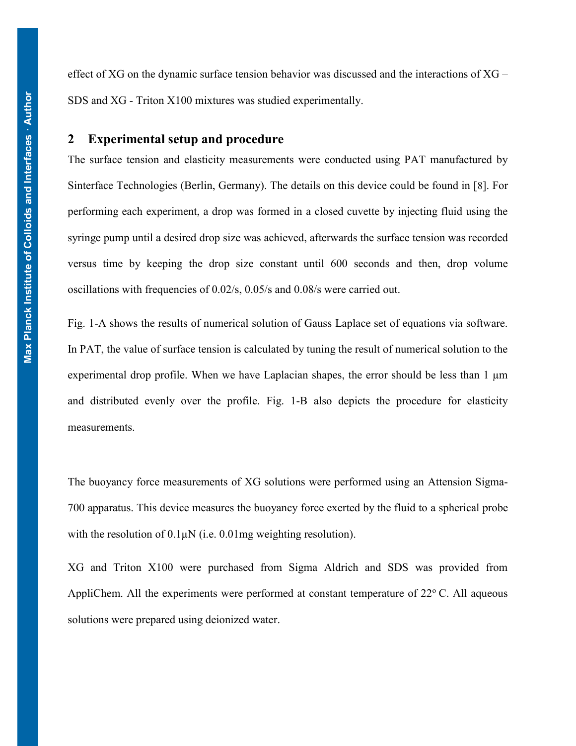effect of XG on the dynamic surface tension behavior was discussed and the interactions of XG – SDS and XG - Triton X100 mixtures was studied experimentally.

## 2 Experimental setup and procedure

The surface tension and elasticity measurements were conducted using PAT manufactured by Sinterface Technologies (Berlin, Germany). The details on this device could be found in [8]. For performing each experiment, a drop was formed in a closed cuvette by injecting fluid using the syringe pump until a desired drop size was achieved, afterwards the surface tension was recorded versus time by keeping the drop size constant until 600 seconds and then, drop volume oscillations with frequencies of 0.02/s, 0.05/s and 0.08/s were carried out.

Fig. 1-A shows the results of numerical solution of Gauss Laplace set of equations via software. In PAT, the value of surface tension is calculated by tuning the result of numerical solution to the experimental drop profile. When we have Laplacian shapes, the error should be less than 1 μm and distributed evenly over the profile. Fig. 1-B also depicts the procedure for elasticity measurements.

The buoyancy force measurements of XG solutions were performed using an Attension Sigma-700 apparatus. This device measures the buoyancy force exerted by the fluid to a spherical probe with the resolution of 0.1μN (i.e. 0.01mg weighting resolution).

XG and Triton X100 were purchased from Sigma Aldrich and SDS was provided from AppliChem. All the experiments were performed at constant temperature of 22º C. All aqueous solutions were prepared using deionized water.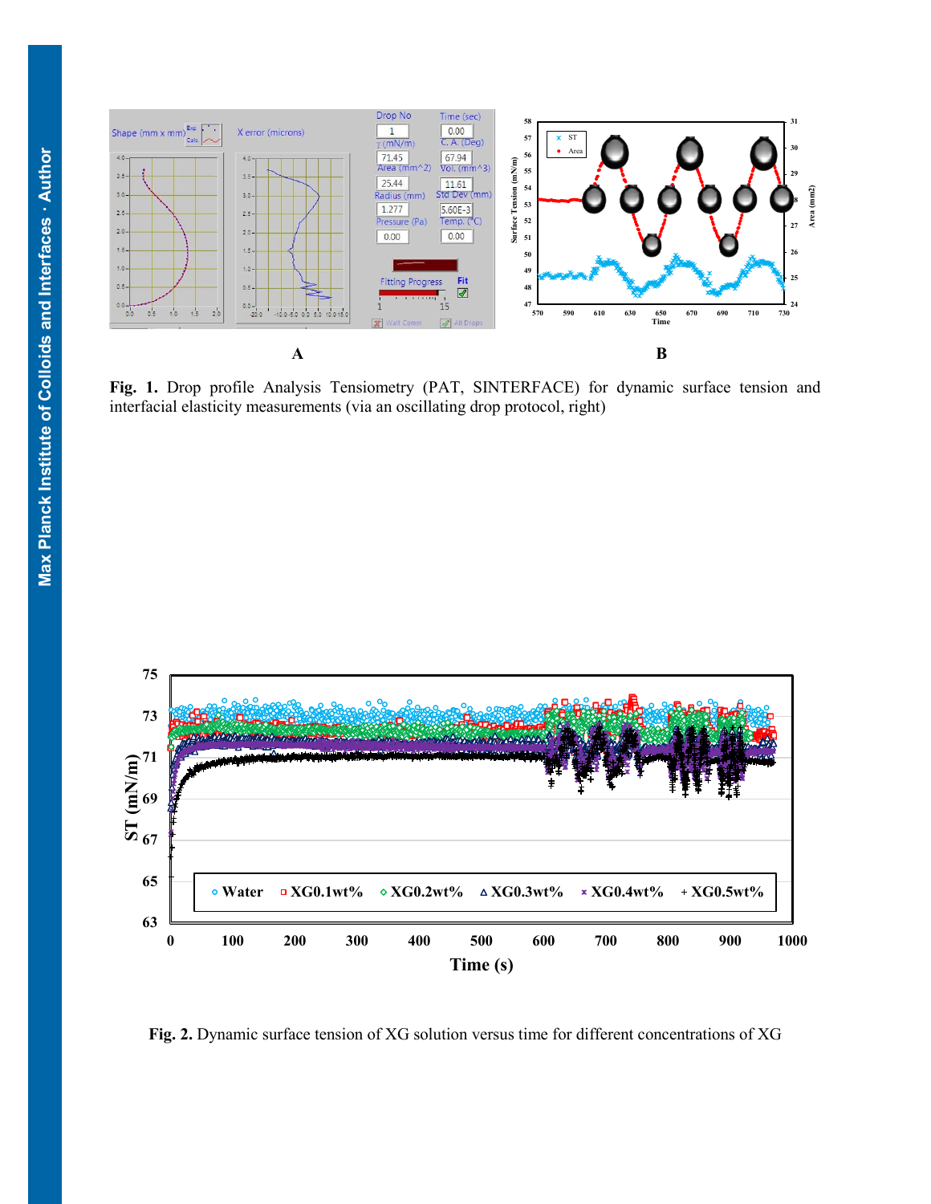**Fig. 1.** Drop profile Analysis Tensiometry (PAT, SINTERFACE) for dynamic surface tension and interfacial elasticity measurements (via an oscillating drop protocol, right)

**Fig. 2.** Dynamic surface tension of XG solution versus time for different concentrations of XG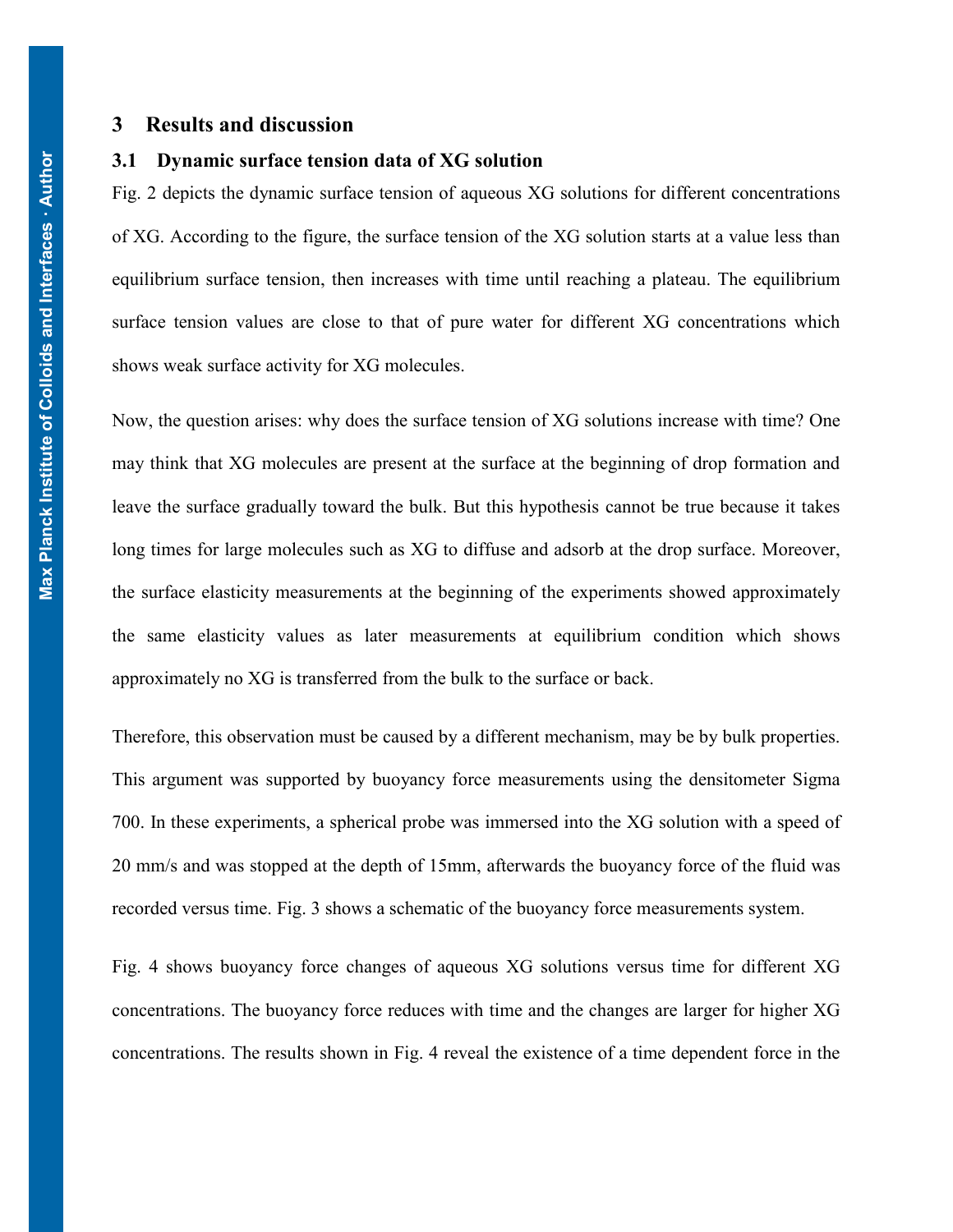## 3 Results and discussion

### 3.1 Dynamic surface tension data of XG solution

Fig. 2 depicts the dynamic surface tension of aqueous XG solutions for different concentrations of XG. According to the figure, the surface tension of the XG solution starts at a value less than equilibrium surface tension, then increases with time until reaching a plateau. The equilibrium surface tension values are close to that of pure water for different XG concentrations which shows weak surface activity for XG molecules.

Now, the question arises: why does the surface tension of XG solutions increase with time? One may think that XG molecules are present at the surface at the beginning of drop formation and leave the surface gradually toward the bulk. But this hypothesis cannot be true because it takes long times for large molecules such as XG to diffuse and adsorb at the drop surface. Moreover, the surface elasticity measurements at the beginning of the experiments showed approximately the same elasticity values as later measurements at equilibrium condition which shows approximately no XG is transferred from the bulk to the surface or back.

Therefore, this observation must be caused by a different mechanism, may be by bulk properties. This argument was supported by buoyancy force measurements using the densitometer Sigma 700. In these experiments, a spherical probe was immersed into the XG solution with a speed of 20 mm/s and was stopped at the depth of 15mm, afterwards the buoyancy force of the fluid was recorded versus time. Fig. 3 shows a schematic of the buoyancy force measurements system.

Fig. 4 shows buoyancy force changes of aqueous XG solutions versus time for different XG concentrations. The buoyancy force reduces with time and the changes are larger for higher XG concentrations. The results shown in Fig. 4 reveal the existence of a time dependent force in the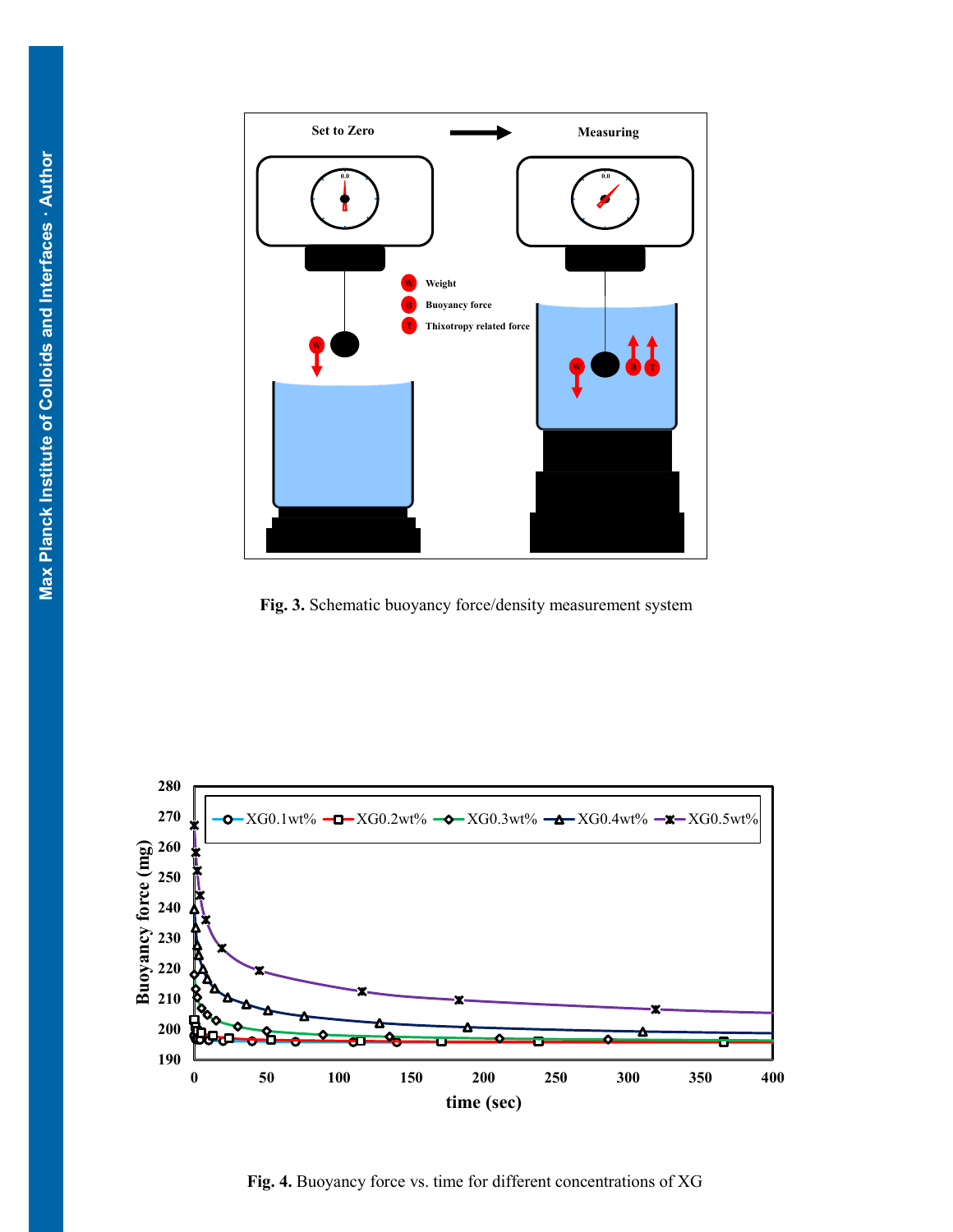**Fig. 3.** Schematic buoyancy force/density measurement system

**Fig. 4.** Buoyancy force vs. time for different concentrations of XG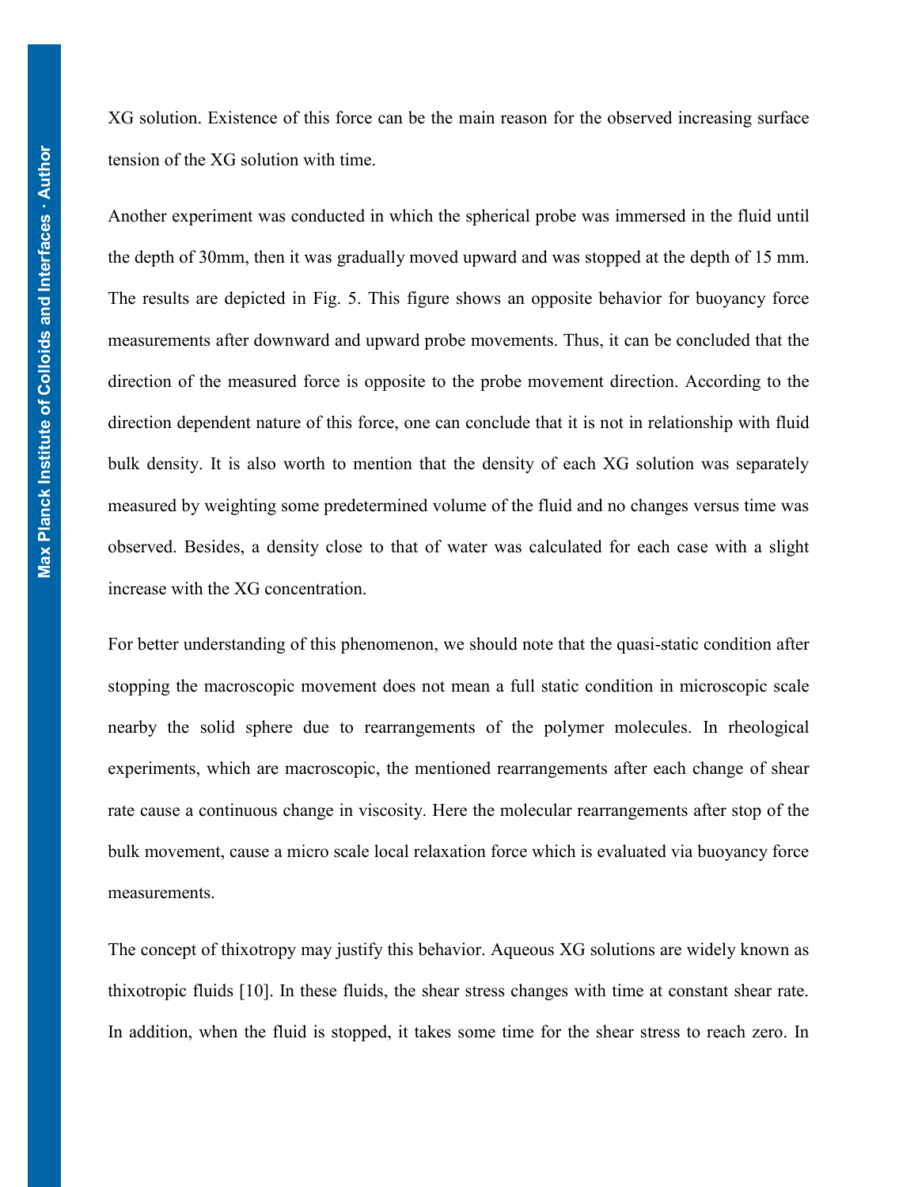XG solution. Existence of this force can be the main reason for the observed increasing surface tension of the XG solution with time.

Another experiment was conducted in which the spherical probe was immersed in the fluid until the depth of 30mm, then it was gradually moved upward and was stopped at the depth of 15 mm. The results are depicted in Fig. 5. This figure shows an opposite behavior for buoyancy force measurements after downward and upward probe movements. Thus, it can be concluded that the direction of the measured force is opposite to the probe movement direction. According to the direction dependent nature of this force, one can conclude that it is not in relationship with fluid bulk density. It is also worth to mention that the density of each XG solution was separately measured by weighting some predetermined volume of the fluid and no changes versus time was observed. Besides, a density close to that of water was calculated for each case with a slight increase with the XG concentration.

For better understanding of this phenomenon, we should note that the quasi-static condition after stopping the macroscopic movement does not mean a full static condition in microscopic scale nearby the solid sphere due to rearrangements of the polymer molecules. In rheological experiments, which are macroscopic, the mentioned rearrangements after each change of shear rate cause a continuous change in viscosity. Here the molecular rearrangements after stop of the bulk movement, cause a micro scale local relaxation force which is evaluated via buoyancy force measurements.

The concept of thixotropy may justify this behavior. Aqueous XG solutions are widely known as thixotropic fluids [10]. In these fluids, the shear stress changes with time at constant shear rate. In addition, when the fluid is stopped, it takes some time for the shear stress to reach zero. In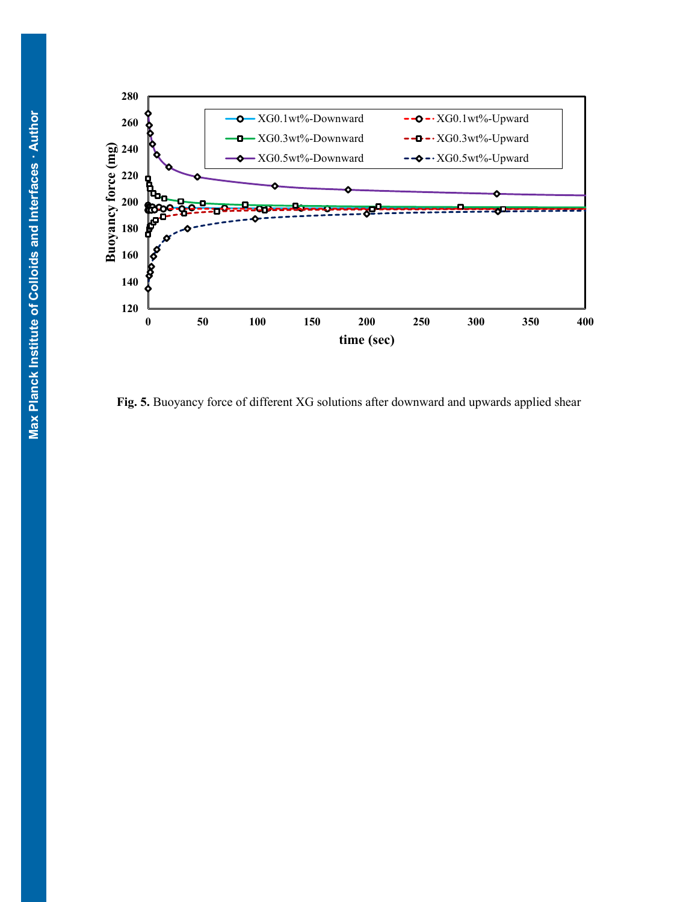**Fig. 5.** Buoyancy force of different XG solutions after downward and upwards applied shear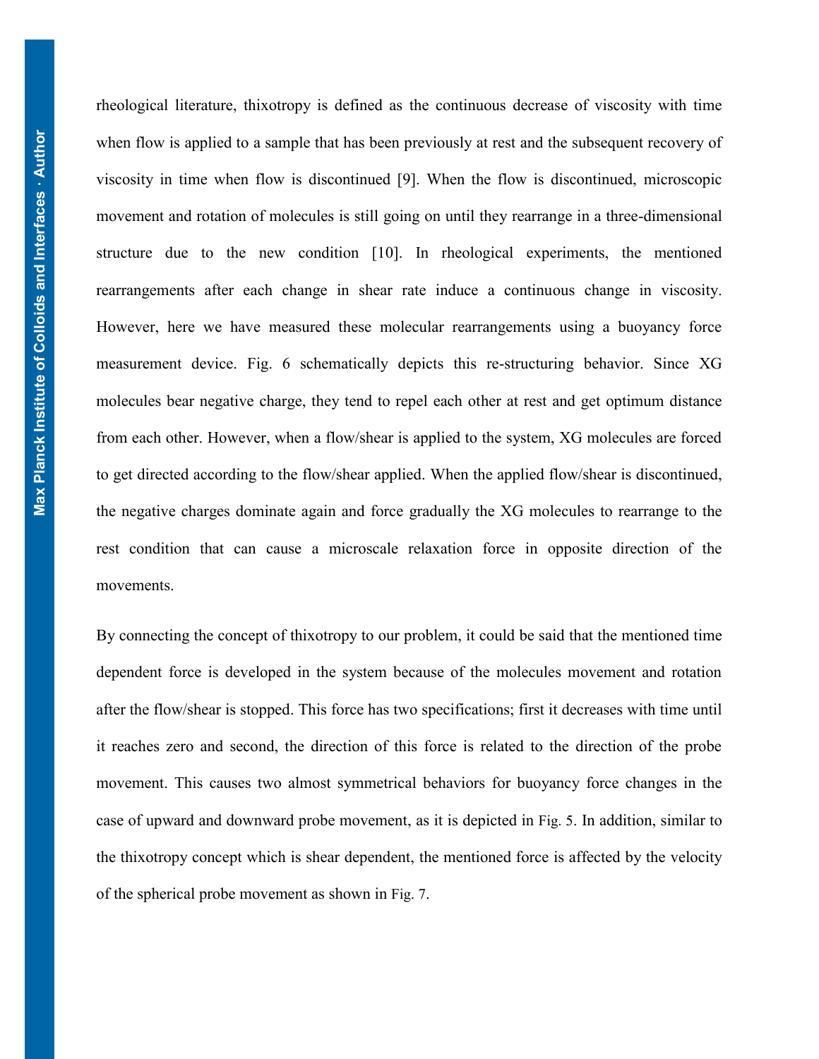rheological literature, thixotropy is defined as the continuous decrease of viscosity with time when flow is applied to a sample that has been previously at rest and the subsequent recovery of viscosity in time when flow is discontinued [9]. When the flow is discontinued, microscopic movement and rotation of molecules is still going on until they rearrange in a three-dimensional structure due to the new condition [10]. In rheological experiments, the mentioned rearrangements after each change in shear rate induce a continuous change in viscosity. However, here we have measured these molecular rearrangements using a buoyancy force measurement device. Fig. 6 schematically depicts this re-structuring behavior. Since XG molecules bear negative charge, they tend to repel each other at rest and get optimum distance from each other. However, when a flow/shear is applied to the system, XG molecules are forced to get directed according to the flow/shear applied. When the applied flow/shear is discontinued, the negative charges dominate again and force gradually the XG molecules to rearrange to the rest condition that can cause a microscale relaxation force in opposite direction of the movements.

By connecting the concept of thixotropy to our problem, it could be said that the mentioned time dependent force is developed in the system because of the molecules movement and rotation after the flow/shear is stopped. This force has two specifications; first it decreases with time until it reaches zero and second, the direction of this force is related to the direction of the probe movement. This causes two almost symmetrical behaviors for buoyancy force changes in the case of upward and downward probe movement, as it is depicted in Fig. 5. In addition, similar to the thixotropy concept which is shear dependent, the mentioned force is affected by the velocity of the spherical probe movement as shown in Fig. 7.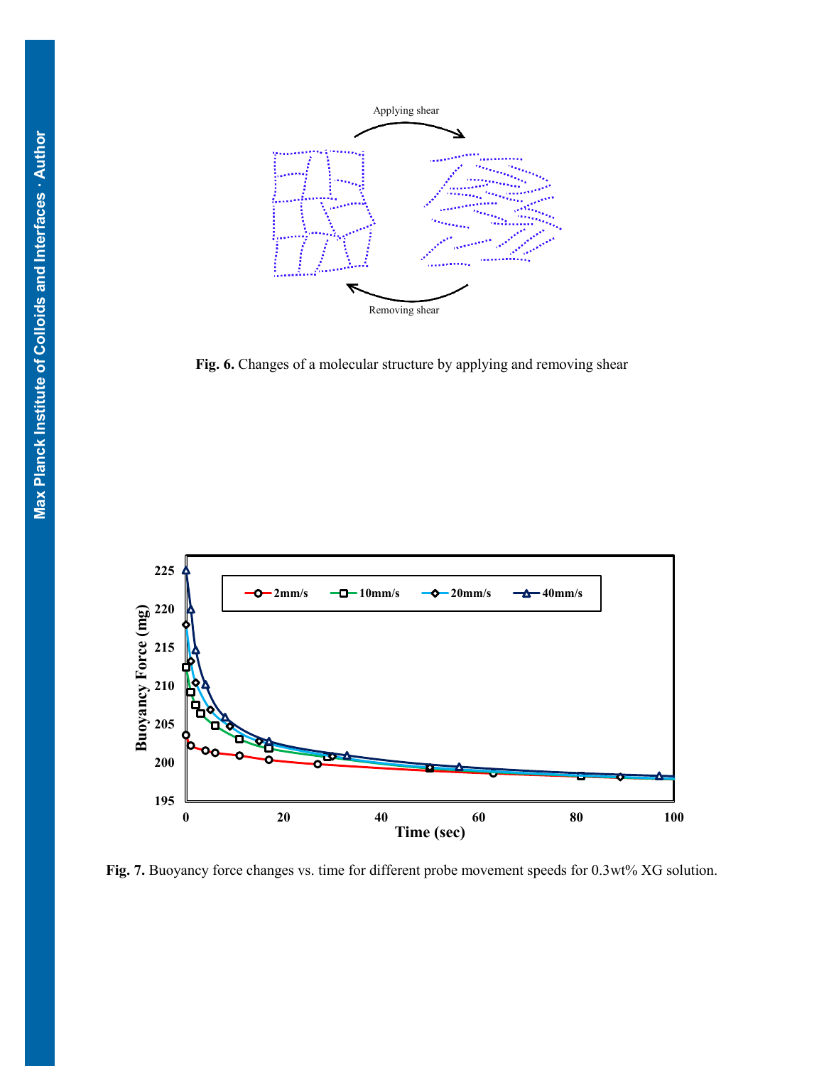**Fig. 6.** Changes of a molecular structure by applying and removing shear

**Fig. 7.** Buoyancy force changes vs. time for different probe movement speeds for 0.3wt% XG solution.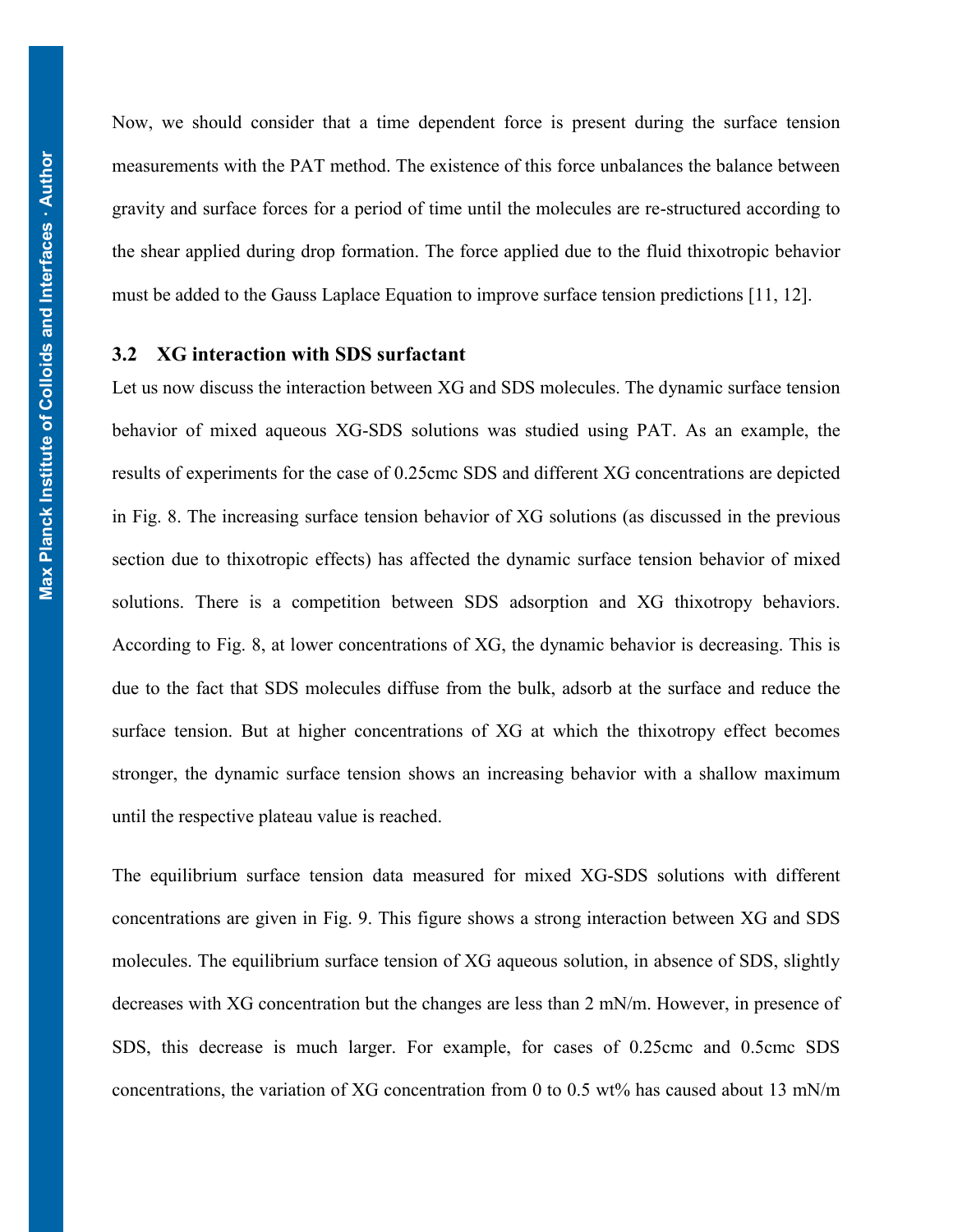Now, we should consider that a time dependent force is present during the surface tension measurements with the PAT method. The existence of this force unbalances the balance between gravity and surface forces for a period of time until the molecules are re-structured according to the shear applied during drop formation. The force applied due to the fluid thixotropic behavior must be added to the Gauss Laplace Equation to improve surface tension predictions [11, 12].

### 3.2 XG interaction with SDS surfactant

Let us now discuss the interaction between XG and SDS molecules. The dynamic surface tension behavior of mixed aqueous XG-SDS solutions was studied using PAT. As an example, the results of experiments for the case of 0.25cmc SDS and different XG concentrations are depicted in Fig. 8. The increasing surface tension behavior of XG solutions (as discussed in the previous section due to thixotropic effects) has affected the dynamic surface tension behavior of mixed solutions. There is a competition between SDS adsorption and XG thixotropy behaviors. According to Fig. 8, at lower concentrations of XG, the dynamic behavior is decreasing. This is due to the fact that SDS molecules diffuse from the bulk, adsorb at the surface and reduce the surface tension. But at higher concentrations of XG at which the thixotropy effect becomes stronger, the dynamic surface tension shows an increasing behavior with a shallow maximum until the respective plateau value is reached.

The equilibrium surface tension data measured for mixed XG-SDS solutions with different concentrations are given in Fig. 9. This figure shows a strong interaction between XG and SDS molecules. The equilibrium surface tension of XG aqueous solution, in absence of SDS, slightly decreases with XG concentration but the changes are less than 2 mN/m. However, in presence of SDS, this decrease is much larger. For example, for cases of 0.25cmc and 0.5cmc SDS concentrations, the variation of XG concentration from 0 to 0.5 wt% has caused about 13 mN/m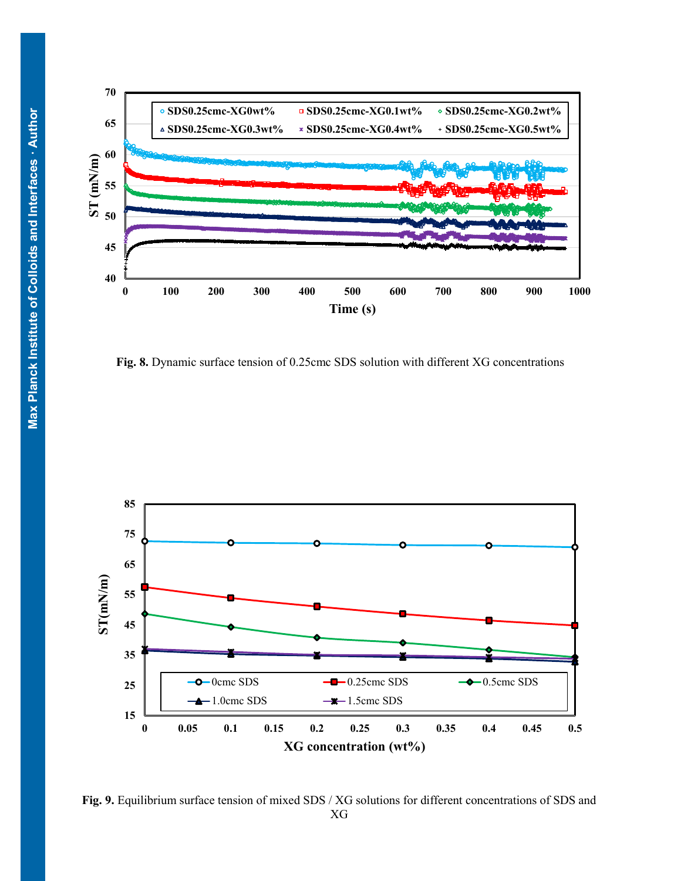**Fig. 8.** Dynamic surface tension of 0.25cmc SDS solution with different XG concentrations

**Fig. 9.** Equilibrium surface tension of mixed SDS / XG solutions for different concentrations of SDS and XG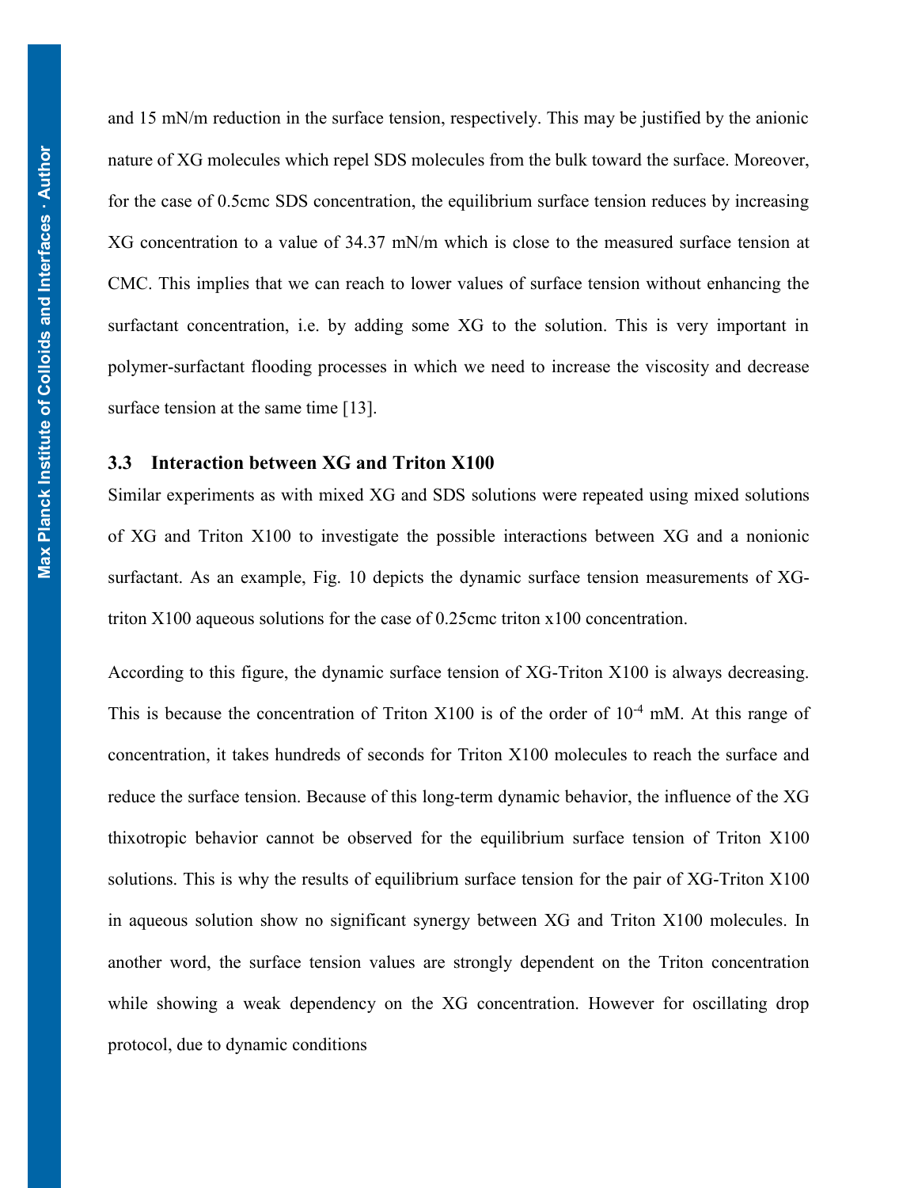and 15 mN/m reduction in the surface tension, respectively. This may be justified by the anionic nature of XG molecules which repel SDS molecules from the bulk toward the surface. Moreover, for the case of 0.5cmc SDS concentration, the equilibrium surface tension reduces by increasing XG concentration to a value of 34.37 mN/m which is close to the measured surface tension at CMC. This implies that we can reach to lower values of surface tension without enhancing the surfactant concentration, i.e. by adding some XG to the solution. This is very important in polymer-surfactant flooding processes in which we need to increase the viscosity and decrease surface tension at the same time [13].

### 3.3 Interaction between XG and Triton X100

Similar experiments as with mixed XG and SDS solutions were repeated using mixed solutions of XG and Triton X100 to investigate the possible interactions between XG and a nonionic surfactant. As an example, Fig. 10 depicts the dynamic surface tension measurements of XG-triton X100 aqueous solutions for the case of 0.25cmc triton x100 concentration.

According to this figure, the dynamic surface tension of XG-Triton X100 is always decreasing. This is because the concentration of Triton X100 is of the order of $10^{-4}$ mM. At this range of concentration, it takes hundreds of seconds for Triton X100 molecules to reach the surface and reduce the surface tension. Because of this long-term dynamic behavior, the influence of the XG thixotropic behavior cannot be observed for the equilibrium surface tension of Triton X100 solutions. This is why the results of equilibrium surface tension for the pair of XG-Triton X100 in aqueous solution show no significant synergy between XG and Triton X100 molecules. In another word, the surface tension values are strongly dependent on the Triton concentration while showing a weak dependency on the XG concentration. However for oscillating drop protocol, due to dynamic conditions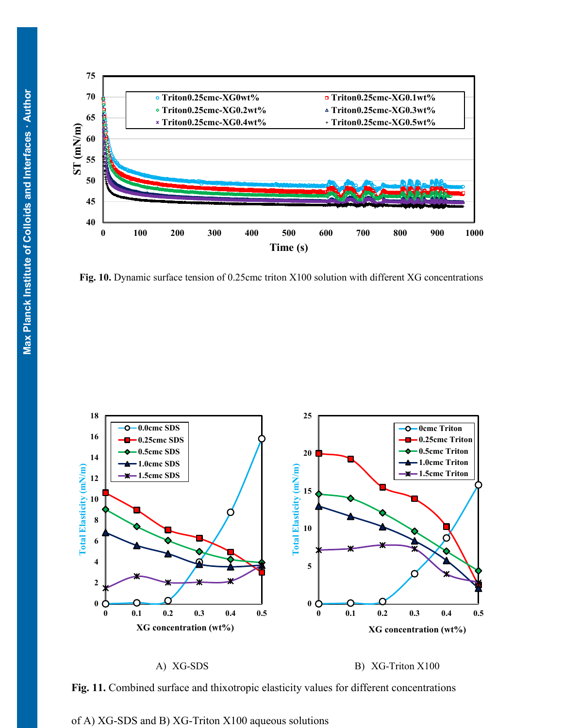**Fig. 10.** Dynamic surface tension of 0.25cmc triton X100 solution with different XG concentrations

A) XG-SDS

B) XG-Triton X100

**Fig. 11.** Combined surface and thixotropic elasticity values for different concentrations of A) XG-SDS and B) XG-Triton X100 aqueous solutions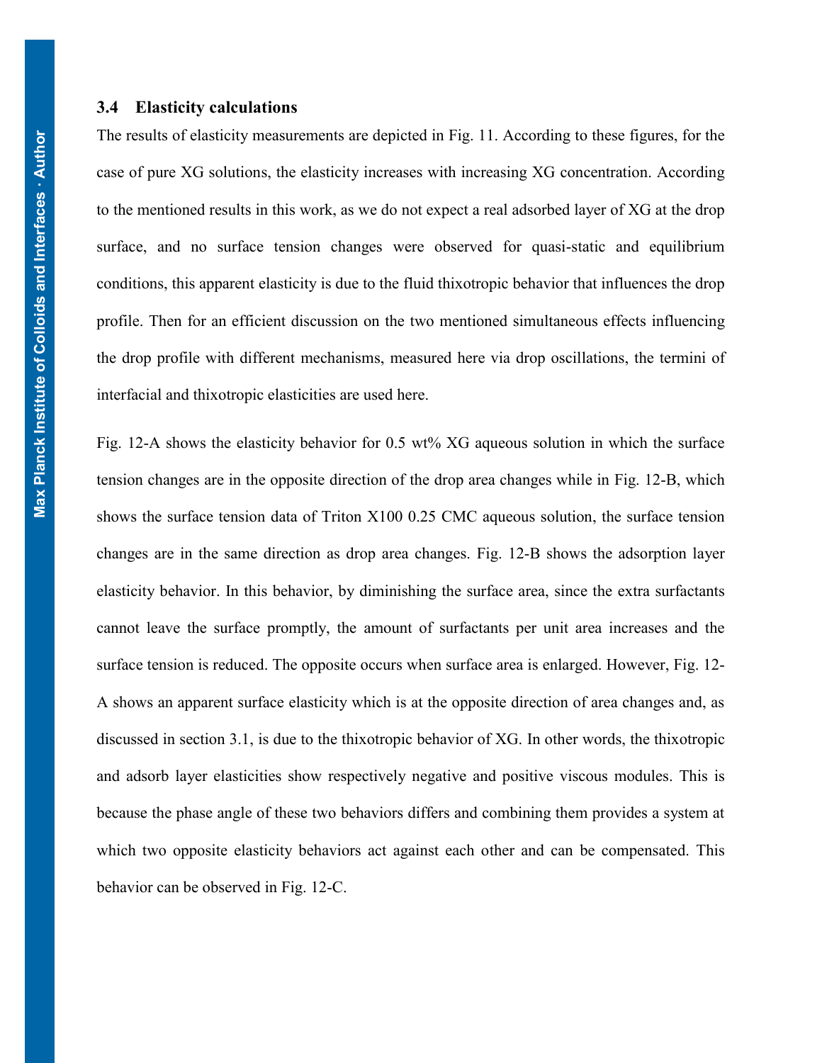### 3.4 Elasticity calculations

The results of elasticity measurements are depicted in Fig. 11. According to these figures, for the case of pure XG solutions, the elasticity increases with increasing XG concentration. According to the mentioned results in this work, as we do not expect a real adsorbed layer of XG at the drop surface, and no surface tension changes were observed for quasi-static and equilibrium conditions, this apparent elasticity is due to the fluid thixotropic behavior that influences the drop profile. Then for an efficient discussion on the two mentioned simultaneous effects influencing the drop profile with different mechanisms, measured here via drop oscillations, the termini of interfacial and thixotropic elasticities are used here.

Fig. 12-A shows the elasticity behavior for 0.5 wt% XG aqueous solution in which the surface tension changes are in the opposite direction of the drop area changes while in Fig. 12-B, which shows the surface tension data of Triton X100 0.25 CMC aqueous solution, the surface tension changes are in the same direction as drop area changes. Fig. 12-B shows the adsorption layer elasticity behavior. In this behavior, by diminishing the surface area, since the extra surfactants cannot leave the surface promptly, the amount of surfactants per unit area increases and the surface tension is reduced. The opposite occurs when surface area is enlarged. However, Fig. 12-A shows an apparent surface elasticity which is at the opposite direction of area changes and, as discussed in section 3.1, is due to the thixotropic behavior of XG. In other words, the thixotropic and adsorb layer elasticities show respectively negative and positive viscous modules. This is because the phase angle of these two behaviors differs and combining them provides a system at which two opposite elasticity behaviors act against each other and can be compensated. This behavior can be observed in Fig. 12-C.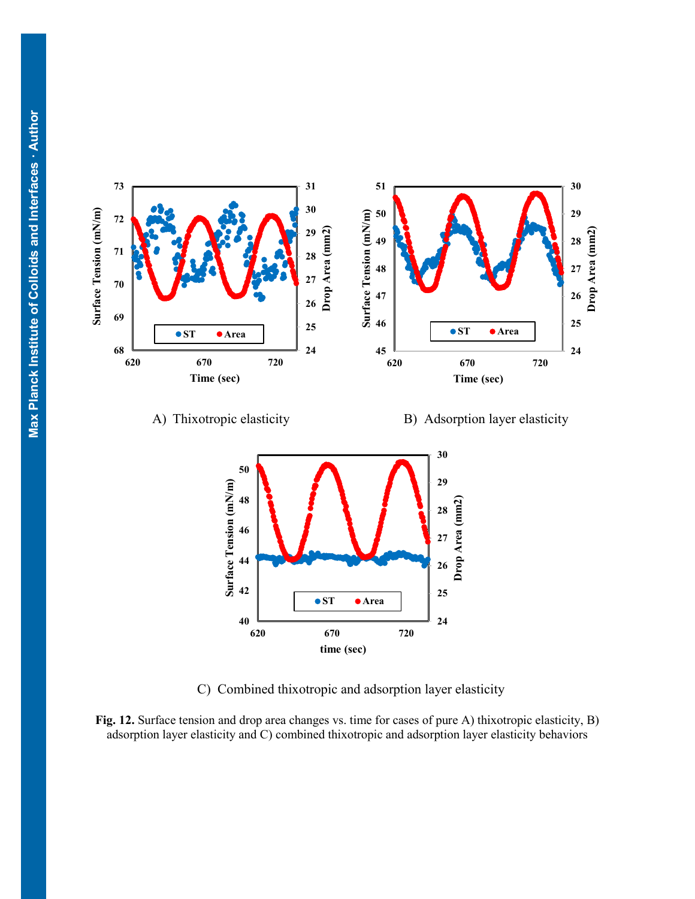A) Thixotropic elasticity

B) Adsorption layer elasticity

C) Combined thixotropic and adsorption layer elasticity

**Fig. 12.** Surface tension and drop area changes vs. time for cases of pure A) thixotropic elasticity, B) adsorption layer elasticity and C) combined thixotropic and adsorption layer elasticity behaviors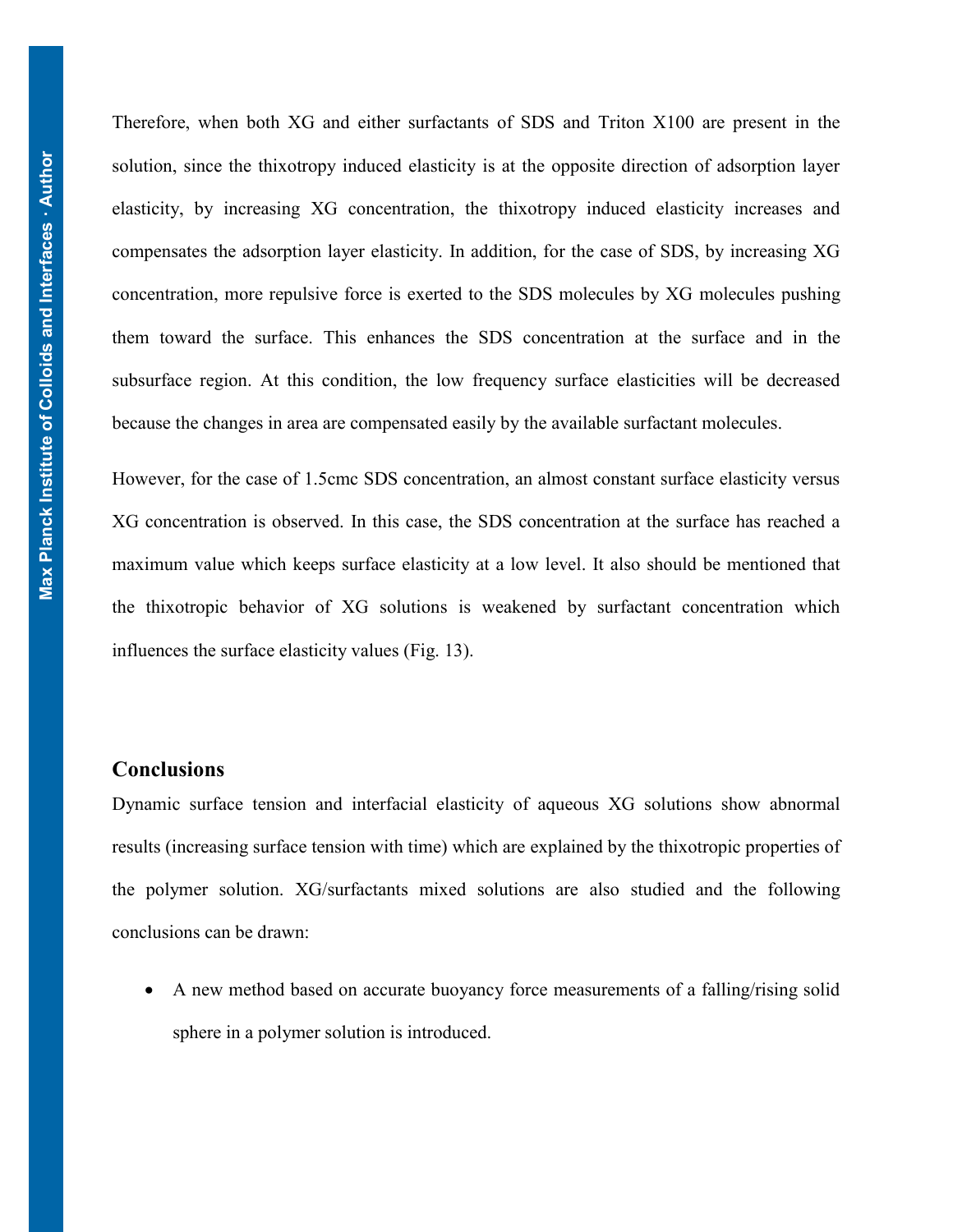Therefore, when both XG and either surfactants of SDS and Triton X100 are present in the solution, since the thixotropy induced elasticity is at the opposite direction of adsorption layer elasticity, by increasing XG concentration, the thixotropy induced elasticity increases and compensates the adsorption layer elasticity. In addition, for the case of SDS, by increasing XG concentration, more repulsive force is exerted to the SDS molecules by XG molecules pushing them toward the surface. This enhances the SDS concentration at the surface and in the subsurface region. At this condition, the low frequency surface elasticities will be decreased because the changes in area are compensated easily by the available surfactant molecules.

However, for the case of 1.5cmc SDS concentration, an almost constant surface elasticity versus XG concentration is observed. In this case, the SDS concentration at the surface has reached a maximum value which keeps surface elasticity at a low level. It also should be mentioned that the thixotropic behavior of XG solutions is weakened by surfactant concentration which influences the surface elasticity values (Fig. 13).

## Conclusions

Dynamic surface tension and interfacial elasticity of aqueous XG solutions show abnormal results (increasing surface tension with time) which are explained by the thixotropic properties of the polymer solution. XG/surfactants mixed solutions are also studied and the following conclusions can be drawn:

- A new method based on accurate buoyancy force measurements of a falling/rising solid sphere in a polymer solution is introduced.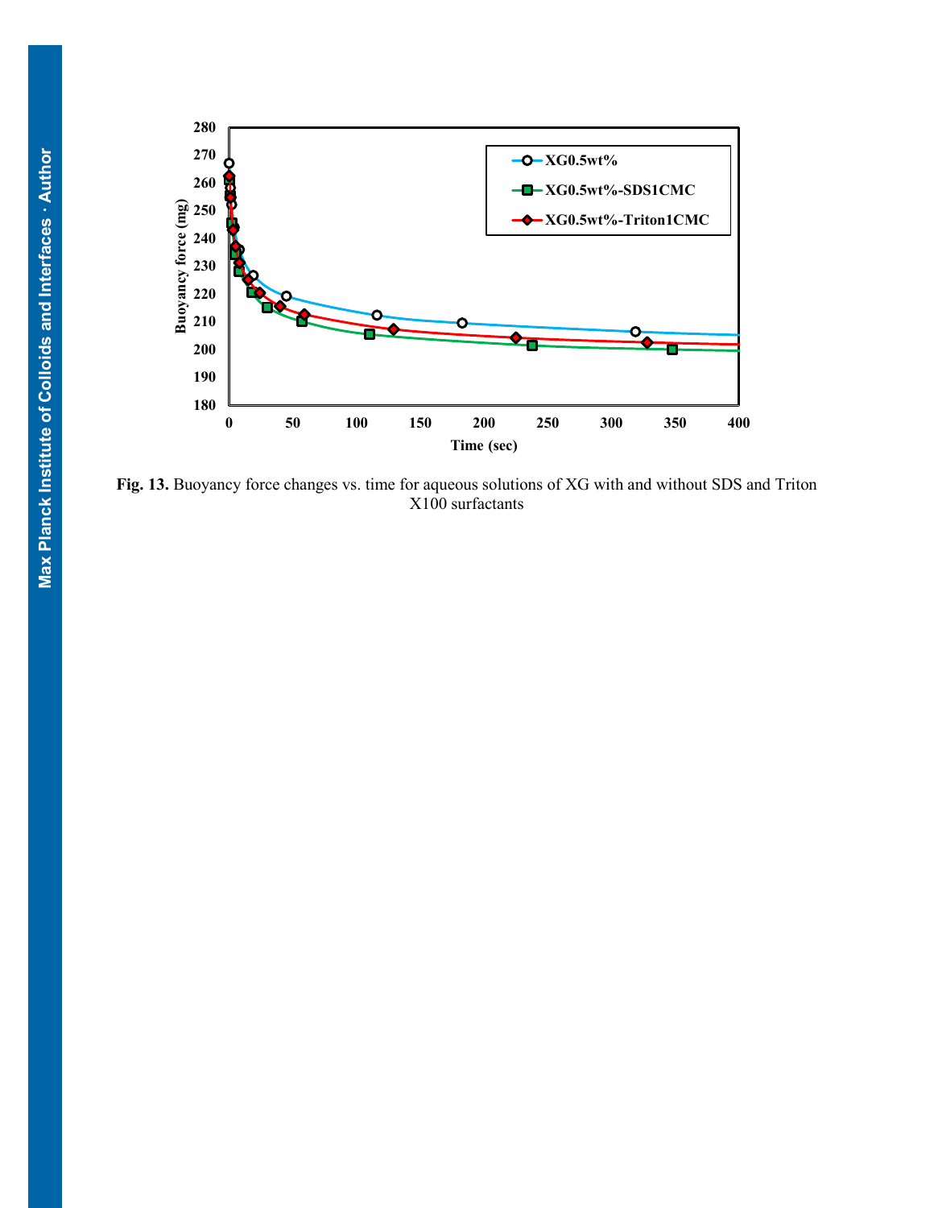**Fig. 13.** Buoyancy force changes vs. time for aqueous solutions of XG with and without SDS and Triton X100 surfactants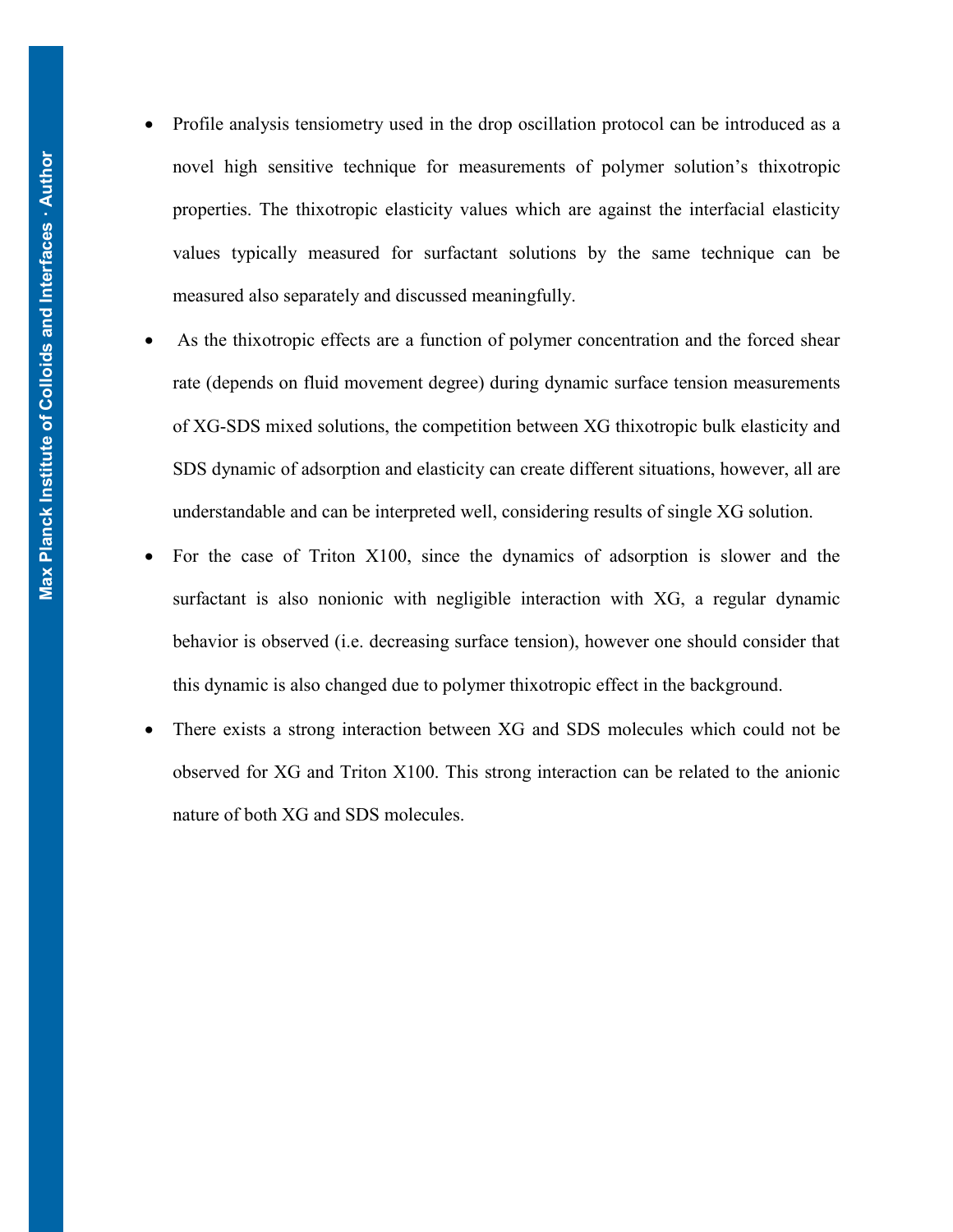- Profile analysis tensiometry used in the drop oscillation protocol can be introduced as a novel high sensitive technique for measurements of polymer solution's thixotropic properties. The thixotropic elasticity values which are against the interfacial elasticity values typically measured for surfactant solutions by the same technique can be measured also separately and discussed meaningfully.
- As the thixotropic effects are a function of polymer concentration and the forced shear rate (depends on fluid movement degree) during dynamic surface tension measurements of XG-SDS mixed solutions, the competition between XG thixotropic bulk elasticity and SDS dynamic of adsorption and elasticity can create different situations, however, all are understandable and can be interpreted well, considering results of single XG solution.
- For the case of Triton X100, since the dynamics of adsorption is slower and the surfactant is also nonionic with negligible interaction with XG, a regular dynamic behavior is observed (i.e. decreasing surface tension), however one should consider that this dynamic is also changed due to polymer thixotropic effect in the background.
- There exists a strong interaction between XG and SDS molecules which could not be observed for XG and Triton X100. This strong interaction can be related to the anionic nature of both XG and SDS molecules.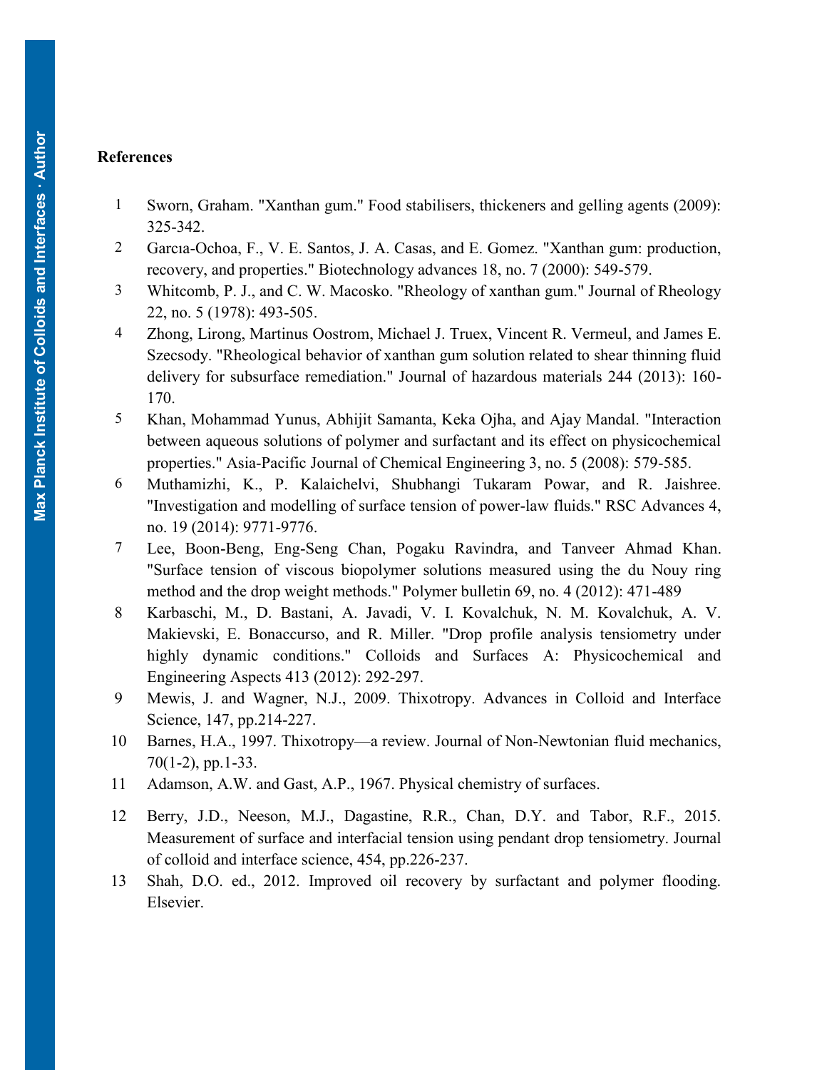## References

1. Sworn, Graham. "Xanthan gum." Food stabilisers, thickeners and gelling agents (2009): 325-342.
2. Garcıa-Ochoa, F., V. E. Santos, J. A. Casas, and E. Gomez. "Xanthan gum: production, recovery, and properties." Biotechnology advances 18, no. 7 (2000): 549-579.
3. Whitcomb, P. J., and C. W. Macosko. "Rheology of xanthan gum." Journal of Rheology 22, no. 5 (1978): 493-505.
4. Zhong, Lirong, Martinus Oostrom, Michael J. Truex, Vincent R. Vermeul, and James E. Szecsody. "Rheological behavior of xanthan gum solution related to shear thinning fluid delivery for subsurface remediation." Journal of hazardous materials 244 (2013): 160-170.
5. Khan, Mohammad Yunus, Abhijit Samanta, Keka Ojha, and Ajay Mandal. "Interaction between aqueous solutions of polymer and surfactant and its effect on physicochemical properties." Asia-Pacific Journal of Chemical Engineering 3, no. 5 (2008): 579-585.
6. Muthamizhi, K., P. Kalaichelvi, Shubhangi Tukaram Powar, and R. Jaishree. "Investigation and modelling of surface tension of power-law fluids." RSC Advances 4, no. 19 (2014): 9771-9776.
7. Lee, Boon-Beng, Eng-Seng Chan, Pogaku Ravindra, and Tanveer Ahmad Khan. "Surface tension of viscous biopolymer solutions measured using the du Nouy ring method and the drop weight methods." Polymer bulletin 69, no. 4 (2012): 471-489
8. Karbaschi, M., D. Bastani, A. Javadi, V. I. Kovalchuk, N. M. Kovalchuk, A. V. Makievski, E. Bonaccurso, and R. Miller. "Drop profile analysis tensiometry under highly dynamic conditions." Colloids and Surfaces A: Physicochemical and Engineering Aspects 413 (2012): 292-297.
9. Mewis, J. and Wagner, N.J., 2009. Thixotropy. Advances in Colloid and Interface Science, 147, pp.214-227.
10. Barnes, H.A., 1997. Thixotropy—a review. Journal of Non-Newtonian fluid mechanics, 70(1-2), pp.1-33.
11. Adamson, A.W. and Gast, A.P., 1967. Physical chemistry of surfaces.
12. Berry, J.D., Neeson, M.J., Dagastine, R.R., Chan, D.Y. and Tabor, R.F., 2015. Measurement of surface and interfacial tension using pendant drop tensiometry. Journal of colloid and interface science, 454, pp.226-237.
13. Shah, D.O. ed., 2012. Improved oil recovery by surfactant and polymer flooding. Elsevier.